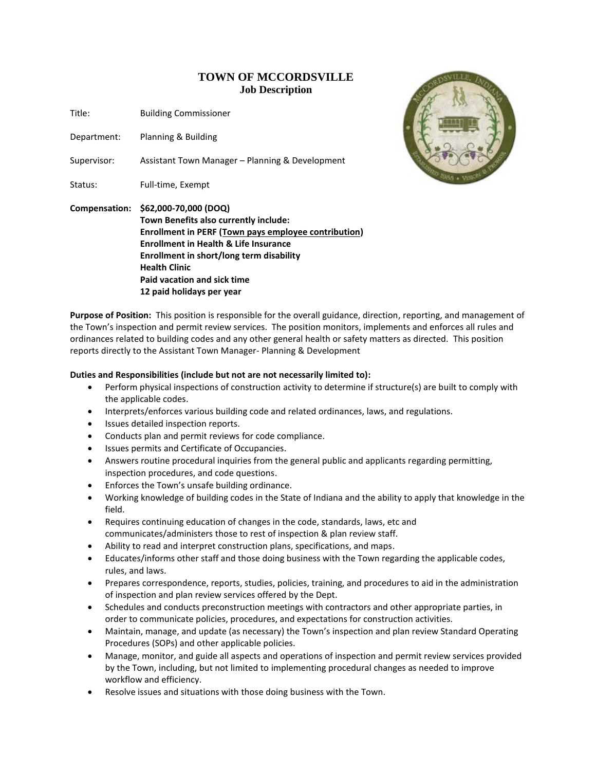# TOWN OF MCCORDSVILLE
## Job Description

Title: Building Commissioner

Department: Planning & Building

Supervisor: Assistant Town Manager – Planning & Development

Status: Full-time, Exempt

**Compensation: $62,000-70,000 (DOQ)**
**Town Benefits also currently include:**
**Enrollment in PERF (Town pays employee contribution)**
**Enrollment in Health & Life Insurance**
**Enrollment in short/long term disability**
**Health Clinic**
**Paid vacation and sick time**
**12 paid holidays per year**

**Purpose of Position:** This position is responsible for the overall guidance, direction, reporting, and management of the Town's inspection and permit review services. The position monitors, implements and enforces all rules and ordinances related to building codes and any other general health or safety matters as directed. This position reports directly to the Assistant Town Manager- Planning & Development

**Duties and Responsibilities (include but not are not necessarily limited to):**

- Perform physical inspections of construction activity to determine if structure(s) are built to comply with the applicable codes.
- Interprets/enforces various building code and related ordinances, laws, and regulations.
- Issues detailed inspection reports.
- Conducts plan and permit reviews for code compliance.
- Issues permits and Certificate of Occupancies.
- Answers routine procedural inquiries from the general public and applicants regarding permitting, inspection procedures, and code questions.
- Enforces the Town's unsafe building ordinance.
- Working knowledge of building codes in the State of Indiana and the ability to apply that knowledge in the field.
- Requires continuing education of changes in the code, standards, laws, etc and communicates/administers those to rest of inspection & plan review staff.
- Ability to read and interpret construction plans, specifications, and maps.
- Educates/informs other staff and those doing business with the Town regarding the applicable codes, rules, and laws.
- Prepares correspondence, reports, studies, policies, training, and procedures to aid in the administration of inspection and plan review services offered by the Dept.
- Schedules and conducts preconstruction meetings with contractors and other appropriate parties, in order to communicate policies, procedures, and expectations for construction activities.
- Maintain, manage, and update (as necessary) the Town's inspection and plan review Standard Operating Procedures (SOPs) and other applicable policies.
- Manage, monitor, and guide all aspects and operations of inspection and permit review services provided by the Town, including, but not limited to implementing procedural changes as needed to improve workflow and efficiency.
- Resolve issues and situations with those doing business with the Town.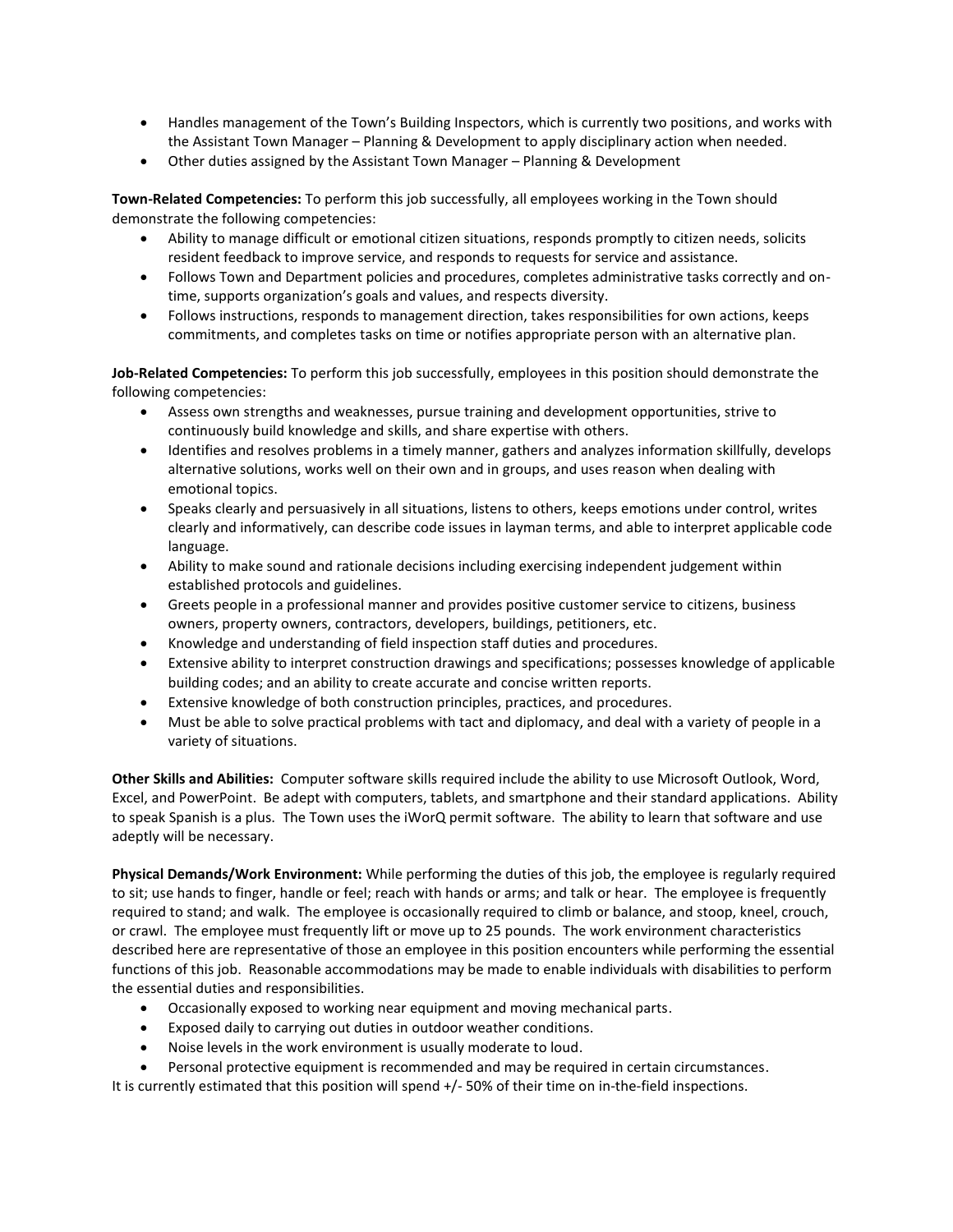- Handles management of the Town's Building Inspectors, which is currently two positions, and works with the Assistant Town Manager – Planning & Development to apply disciplinary action when needed.
- Other duties assigned by the Assistant Town Manager – Planning & Development

**Town-Related Competencies:** To perform this job successfully, all employees working in the Town should demonstrate the following competencies:

- Ability to manage difficult or emotional citizen situations, responds promptly to citizen needs, solicits resident feedback to improve service, and responds to requests for service and assistance.
- Follows Town and Department policies and procedures, completes administrative tasks correctly and on-time, supports organization's goals and values, and respects diversity.
- Follows instructions, responds to management direction, takes responsibilities for own actions, keeps commitments, and completes tasks on time or notifies appropriate person with an alternative plan.

**Job-Related Competencies:** To perform this job successfully, employees in this position should demonstrate the following competencies:

- Assess own strengths and weaknesses, pursue training and development opportunities, strive to continuously build knowledge and skills, and share expertise with others.
- Identifies and resolves problems in a timely manner, gathers and analyzes information skillfully, develops alternative solutions, works well on their own and in groups, and uses reason when dealing with emotional topics.
- Speaks clearly and persuasively in all situations, listens to others, keeps emotions under control, writes clearly and informatively, can describe code issues in layman terms, and able to interpret applicable code language.
- Ability to make sound and rationale decisions including exercising independent judgement within established protocols and guidelines.
- Greets people in a professional manner and provides positive customer service to citizens, business owners, property owners, contractors, developers, buildings, petitioners, etc.
- Knowledge and understanding of field inspection staff duties and procedures.
- Extensive ability to interpret construction drawings and specifications; possesses knowledge of applicable building codes; and an ability to create accurate and concise written reports.
- Extensive knowledge of both construction principles, practices, and procedures.
- Must be able to solve practical problems with tact and diplomacy, and deal with a variety of people in a variety of situations.

**Other Skills and Abilities:** Computer software skills required include the ability to use Microsoft Outlook, Word, Excel, and PowerPoint. Be adept with computers, tablets, and smartphone and their standard applications. Ability to speak Spanish is a plus. The Town uses the iWorQ permit software. The ability to learn that software and use adeptly will be necessary.

**Physical Demands/Work Environment:** While performing the duties of this job, the employee is regularly required to sit; use hands to finger, handle or feel; reach with hands or arms; and talk or hear. The employee is frequently required to stand; and walk. The employee is occasionally required to climb or balance, and stoop, kneel, crouch, or crawl. The employee must frequently lift or move up to 25 pounds. The work environment characteristics described here are representative of those an employee in this position encounters while performing the essential functions of this job. Reasonable accommodations may be made to enable individuals with disabilities to perform the essential duties and responsibilities.

- Occasionally exposed to working near equipment and moving mechanical parts.
- Exposed daily to carrying out duties in outdoor weather conditions.
- Noise levels in the work environment is usually moderate to loud.
- Personal protective equipment is recommended and may be required in certain circumstances.

It is currently estimated that this position will spend +/- 50% of their time on in-the-field inspections.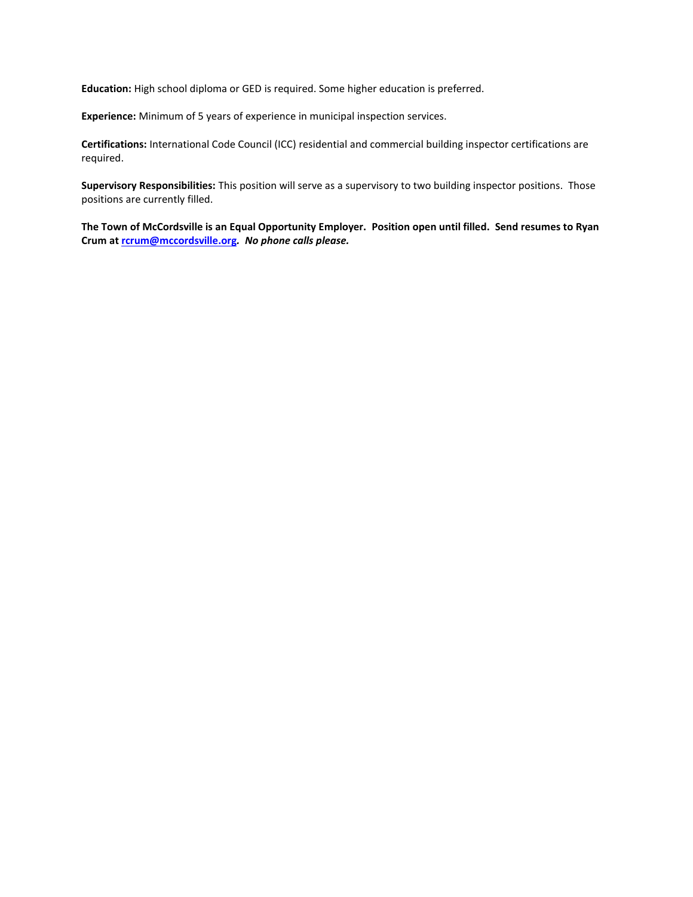**Education:** High school diploma or GED is required. Some higher education is preferred.

**Experience:** Minimum of 5 years of experience in municipal inspection services.

**Certifications:** International Code Council (ICC) residential and commercial building inspector certifications are required.

**Supervisory Responsibilities:** This position will serve as a supervisory to two building inspector positions. Those positions are currently filled.

**The Town of McCordsville is an Equal Opportunity Employer. Position open until filled. Send resumes to Ryan Crum at [rcrum@mccordsville.org](mailto:rcrum@mccordsville.org).** ***No phone calls please.***